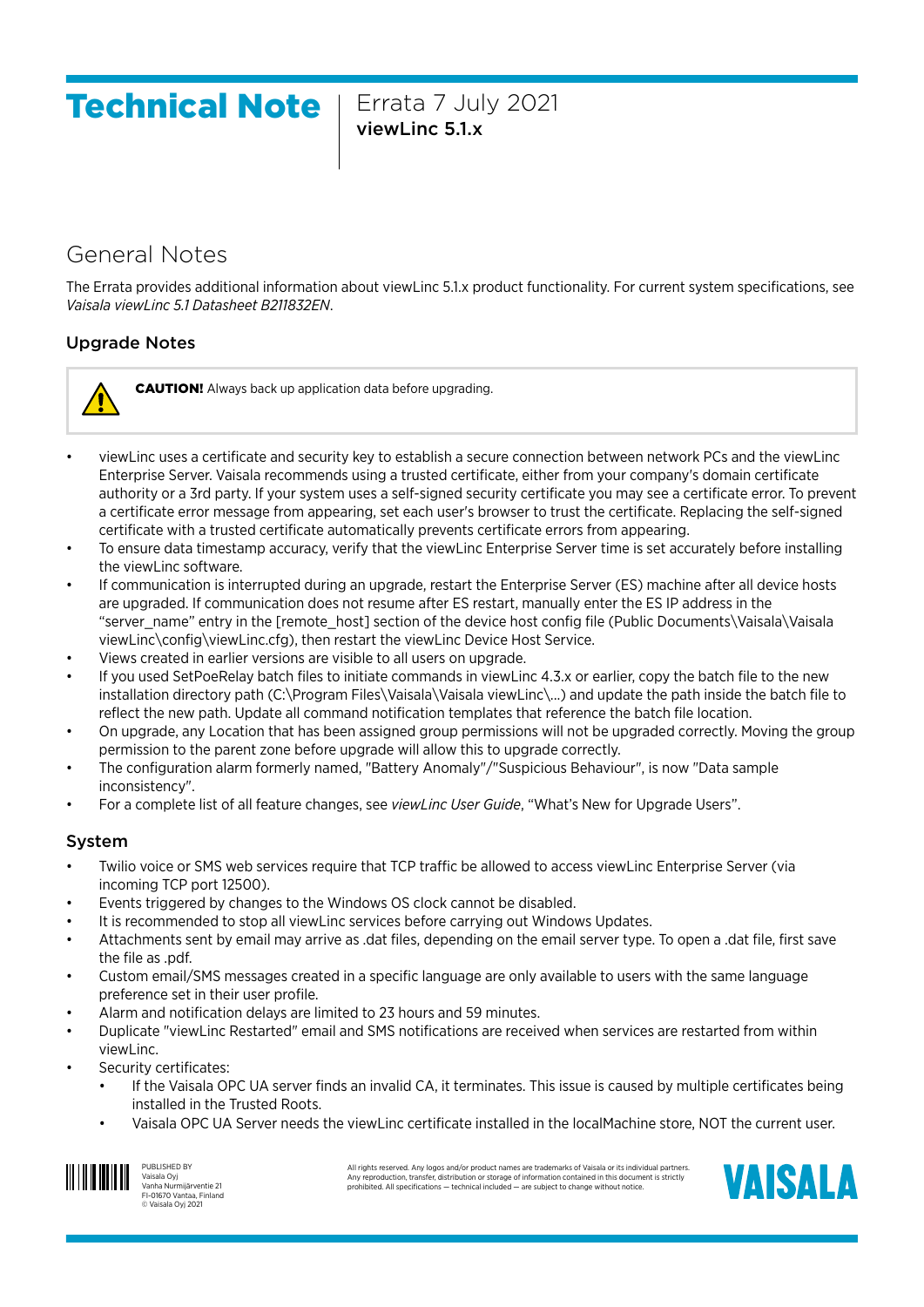# Technical Note

Errata 7 July 2021
**viewLinc 5.1.x**

## General Notes

The Errata provides additional information about viewLinc 5.1.x product functionality. For current system specifications, see *Vaisala viewLinc 5.1 Datasheet B211832EN*.

### Upgrade Notes

> **CAUTION!** Always back up application data before upgrading.

- viewLinc uses a certificate and security key to establish a secure connection between network PCs and the viewLinc Enterprise Server. Vaisala recommends using a trusted certificate, either from your company's domain certificate authority or a 3rd party. If your system uses a self-signed security certificate you may see a certificate error. To prevent a certificate error message from appearing, set each user's browser to trust the certificate. Replacing the self-signed certificate with a trusted certificate automatically prevents certificate errors from appearing.
- To ensure data timestamp accuracy, verify that the viewLinc Enterprise Server time is set accurately before installing the viewLinc software.
- If communication is interrupted during an upgrade, restart the Enterprise Server (ES) machine after all device hosts are upgraded. If communication does not resume after ES restart, manually enter the ES IP address in the "server_name" entry in the [remote_host] section of the device host config file (Public Documents\Vaisala\Vaisala viewLinc\config\viewLinc.cfg), then restart the viewLinc Device Host Service.
- Views created in earlier versions are visible to all users on upgrade.
- If you used SetPoeRelay batch files to initiate commands in viewLinc 4.3.x or earlier, copy the batch file to the new installation directory path (C:\Program Files\Vaisala\Vaisala viewLinc\...) and update the path inside the batch file to reflect the new path. Update all command notification templates that reference the batch file location.
- On upgrade, any Location that has been assigned group permissions will not be upgraded correctly. Moving the group permission to the parent zone before upgrade will allow this to upgrade correctly.
- The configuration alarm formerly named, "Battery Anomaly"/"Suspicious Behaviour", is now "Data sample inconsistency".
- For a complete list of all feature changes, see *viewLinc User Guide*, "What's New for Upgrade Users".

### System

- Twilio voice or SMS web services require that TCP traffic be allowed to access viewLinc Enterprise Server (via incoming TCP port 12500).
- Events triggered by changes to the Windows OS clock cannot be disabled.
- It is recommended to stop all viewLinc services before carrying out Windows Updates.
- Attachments sent by email may arrive as .dat files, depending on the email server type. To open a .dat file, first save the file as .pdf.
- Custom email/SMS messages created in a specific language are only available to users with the same language preference set in their user profile.
- Alarm and notification delays are limited to 23 hours and 59 minutes.
- Duplicate "viewLinc Restarted" email and SMS notifications are received when services are restarted from within viewLinc.
- Security certificates:
  - If the Vaisala OPC UA server finds an invalid CA, it terminates. This issue is caused by multiple certificates being installed in the Trusted Roots.
  - Vaisala OPC UA Server needs the viewLinc certificate installed in the localMachine store, NOT the current user.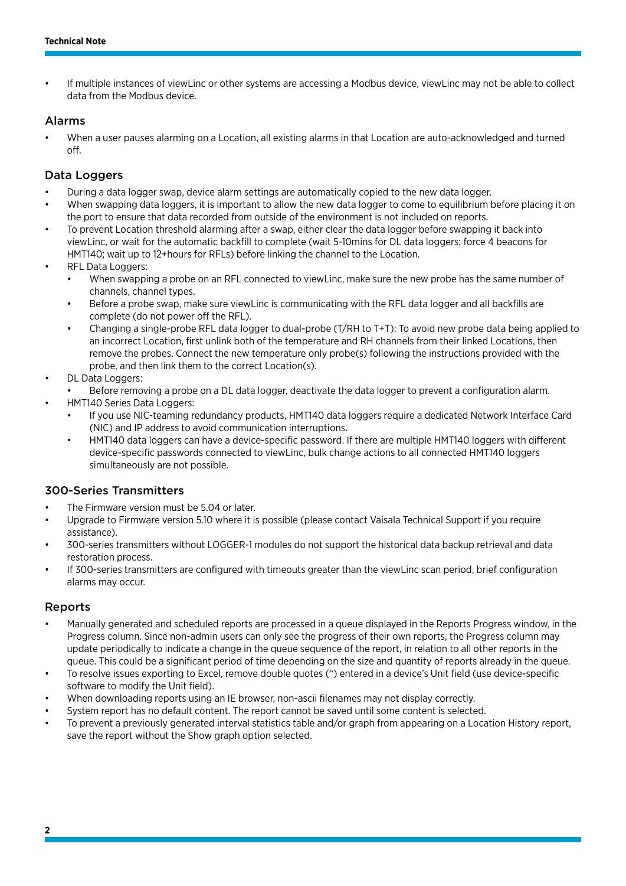- If multiple instances of viewLinc or other systems are accessing a Modbus device, viewLinc may not be able to collect data from the Modbus device.

## Alarms

- When a user pauses alarming on a Location, all existing alarms in that Location are auto-acknowledged and turned off.

## Data Loggers

- During a data logger swap, device alarm settings are automatically copied to the new data logger.
- When swapping data loggers, it is important to allow the new data logger to come to equilibrium before placing it on the port to ensure that data recorded from outside of the environment is not included on reports.
- To prevent Location threshold alarming after a swap, either clear the data logger before swapping it back into viewLinc, or wait for the automatic backfill to complete (wait 5-10mins for DL data loggers; force 4 beacons for HMT140; wait up to 12+hours for RFLs) before linking the channel to the Location.
- RFL Data Loggers:
  - When swapping a probe on an RFL connected to viewLinc, make sure the new probe has the same number of channels, channel types.
  - Before a probe swap, make sure viewLinc is communicating with the RFL data logger and all backfills are complete (do not power off the RFL).
  - Changing a single-probe RFL data logger to dual-probe (T/RH to T+T): To avoid new probe data being applied to an incorrect Location, first unlink both of the temperature and RH channels from their linked Locations, then remove the probes. Connect the new temperature only probe(s) following the instructions provided with the probe, and then link them to the correct Location(s).
- DL Data Loggers:
  - Before removing a probe on a DL data logger, deactivate the data logger to prevent a configuration alarm.
- HMT140 Series Data Loggers:
  - If you use NIC-teaming redundancy products, HMT140 data loggers require a dedicated Network Interface Card (NIC) and IP address to avoid communication interruptions.
  - HMT140 data loggers can have a device-specific password. If there are multiple HMT140 loggers with different device-specific passwords connected to viewLinc, bulk change actions to all connected HMT140 loggers simultaneously are not possible.

## 300-Series Transmitters

- The Firmware version must be 5.04 or later.
- Upgrade to Firmware version 5.10 where it is possible (please contact Vaisala Technical Support if you require assistance).
- 300-series transmitters without LOGGER-1 modules do not support the historical data backup retrieval and data restoration process.
- If 300-series transmitters are configured with timeouts greater than the viewLinc scan period, brief configuration alarms may occur.

## Reports

- Manually generated and scheduled reports are processed in a queue displayed in the Reports Progress window, in the Progress column. Since non-admin users can only see the progress of their own reports, the Progress column may update periodically to indicate a change in the queue sequence of the report, in relation to all other reports in the queue. This could be a significant period of time depending on the size and quantity of reports already in the queue.
- To resolve issues exporting to Excel, remove double quotes (") entered in a device's Unit field (use device-specific software to modify the Unit field).
- When downloading reports using an IE browser, non-ascii filenames may not display correctly.
- System report has no default content. The report cannot be saved until some content is selected.
- To prevent a previously generated interval statistics table and/or graph from appearing on a Location History report, save the report without the Show graph option selected.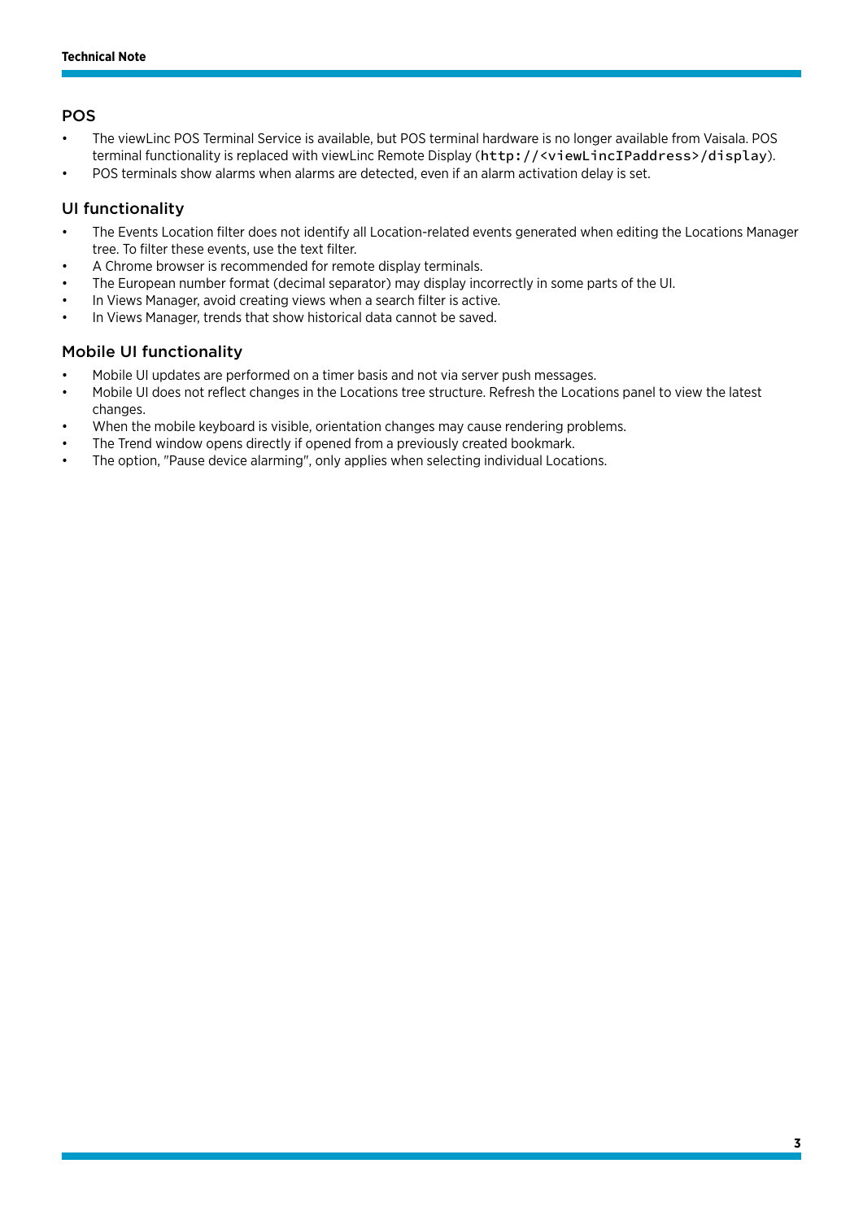## POS

- The viewLinc POS Terminal Service is available, but POS terminal hardware is no longer available from Vaisala. POS terminal functionality is replaced with viewLinc Remote Display (`http://<viewLincIPaddress>/display`).
- POS terminals show alarms when alarms are detected, even if an alarm activation delay is set.

## UI functionality

- The Events Location filter does not identify all Location-related events generated when editing the Locations Manager tree. To filter these events, use the text filter.
- A Chrome browser is recommended for remote display terminals.
- The European number format (decimal separator) may display incorrectly in some parts of the UI.
- In Views Manager, avoid creating views when a search filter is active.
- In Views Manager, trends that show historical data cannot be saved.

## Mobile UI functionality

- Mobile UI updates are performed on a timer basis and not via server push messages.
- Mobile UI does not reflect changes in the Locations tree structure. Refresh the Locations panel to view the latest changes.
- When the mobile keyboard is visible, orientation changes may cause rendering problems.
- The Trend window opens directly if opened from a previously created bookmark.
- The option, "Pause device alarming", only applies when selecting individual Locations.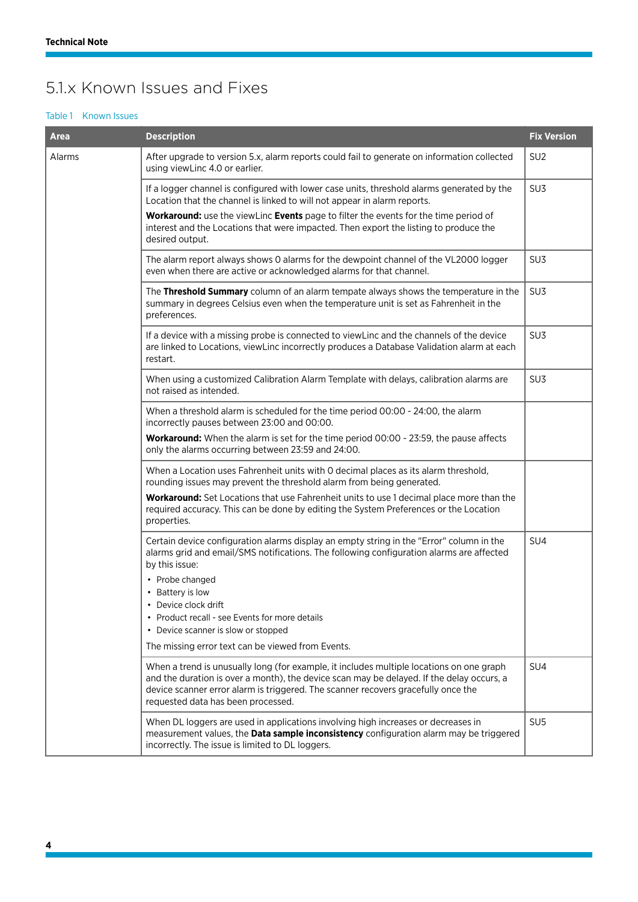# 5.1.x Known Issues and Fixes

Table 1 Known Issues

| Area | Description | Fix Version |
|---|---|---|
| Alarms | After upgrade to version 5.x, alarm reports could fail to generate on information collected using viewLinc 4.0 or earlier. | SU2 |
| | If a logger channel is configured with lower case units, threshold alarms generated by the Location that the channel is linked to will not appear in alarm reports.<br>**Workaround:** use the viewLinc **Events** page to filter the events for the time period of interest and the Locations that were impacted. Then export the listing to produce the desired output. | SU3 |
| | The alarm report always shows 0 alarms for the dewpoint channel of the VL2000 logger even when there are active or acknowledged alarms for that channel. | SU3 |
| | The **Threshold Summary** column of an alarm tempate always shows the temperature in the summary in degrees Celsius even when the temperature unit is set as Fahrenheit in the preferences. | SU3 |
| | If a device with a missing probe is connected to viewLinc and the channels of the device are linked to Locations, viewLinc incorrectly produces a Database Validation alarm at each restart. | SU3 |
| | When using a customized Calibration Alarm Template with delays, calibration alarms are not raised as intended. | SU3 |
| | When a threshold alarm is scheduled for the time period 00:00 - 24:00, the alarm incorrectly pauses between 23:00 and 00:00.<br>**Workaround:** When the alarm is set for the time period 00:00 - 23:59, the pause affects only the alarms occurring between 23:59 and 24:00. | |
| | When a Location uses Fahrenheit units with 0 decimal places as its alarm threshold, rounding issues may prevent the threshold alarm from being generated.<br>**Workaround:** Set Locations that use Fahrenheit units to use 1 decimal place more than the required accuracy. This can be done by editing the System Preferences or the Location properties. | |
| | Certain device configuration alarms display an empty string in the "Error" column in the alarms grid and email/SMS notifications. The following configuration alarms are affected by this issue:<br>• Probe changed<br>• Battery is low<br>• Device clock drift<br>• Product recall - see Events for more details<br>• Device scanner is slow or stopped<br>The missing error text can be viewed from Events. | SU4 |
| | When a trend is unusually long (for example, it includes multiple locations on one graph and the duration is over a month), the device scan may be delayed. If the delay occurs, a device scanner error alarm is triggered. The scanner recovers gracefully once the requested data has been processed. | SU4 |
| | When DL loggers are used in applications involving high increases or decreases in measurement values, the **Data sample inconsistency** configuration alarm may be triggered incorrectly. The issue is limited to DL loggers. | SU5 |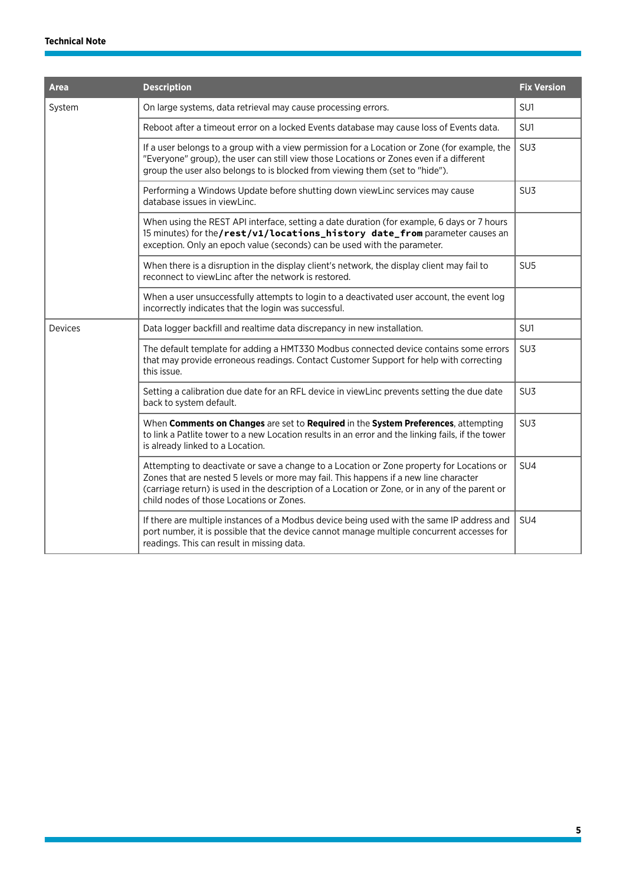| Area | Description | Fix Version |
|---|---|---|
| System | On large systems, data retrieval may cause processing errors. | SU1 |
| | Reboot after a timeout error on a locked Events database may cause loss of Events data. | SU1 |
| | If a user belongs to a group with a view permission for a Location or Zone (for example, the "Everyone" group), the user can still view those Locations or Zones even if a different group the user also belongs to is blocked from viewing them (set to "hide"). | SU3 |
| | Performing a Windows Update before shutting down viewLinc services may cause database issues in viewLinc. | SU3 |
| | When using the REST API interface, setting a date duration (for example, 6 days or 7 hours 15 minutes) for the **`/rest/v1/locations_history date_from`** parameter causes an exception. Only an epoch value (seconds) can be used with the parameter. | |
| | When there is a disruption in the display client's network, the display client may fail to reconnect to viewLinc after the network is restored. | SU5 |
| | When a user unsuccessfully attempts to login to a deactivated user account, the event log incorrectly indicates that the login was successful. | |
| Devices | Data logger backfill and realtime data discrepancy in new installation. | SU1 |
| | The default template for adding a HMT330 Modbus connected device contains some errors that may provide erroneous readings. Contact Customer Support for help with correcting this issue. | SU3 |
| | Setting a calibration due date for an RFL device in viewLinc prevents setting the due date back to system default. | SU3 |
| | When **Comments on Changes** are set to **Required** in the **System Preferences**, attempting to link a Patlite tower to a new Location results in an error and the linking fails, if the tower is already linked to a Location. | SU3 |
| | Attempting to deactivate or save a change to a Location or Zone property for Locations or Zones that are nested 5 levels or more may fail. This happens if a new line character (carriage return) is used in the description of a Location or Zone, or in any of the parent or child nodes of those Locations or Zones. | SU4 |
| | If there are multiple instances of a Modbus device being used with the same IP address and port number, it is possible that the device cannot manage multiple concurrent accesses for readings. This can result in missing data. | SU4 |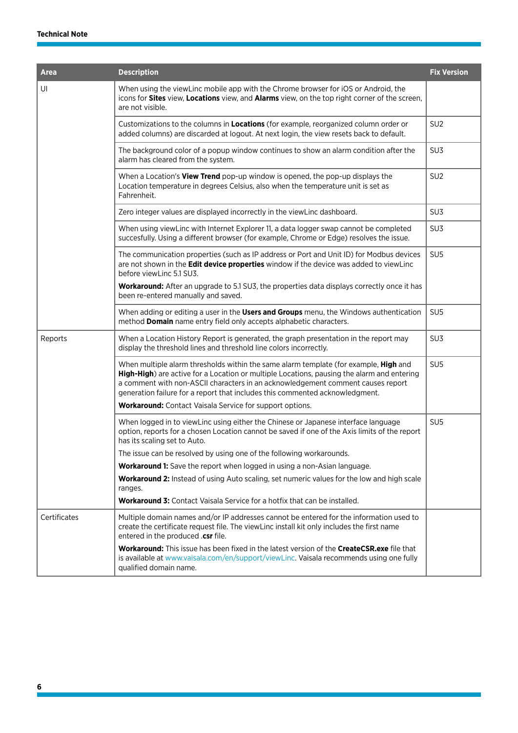| Area | Description | Fix Version |
| --- | --- | --- |
| UI | When using the viewLinc mobile app with the Chrome browser for iOS or Android, the icons for **Sites** view, **Locations** view, and **Alarms** view, on the top right corner of the screen, are not visible. | |
| | Customizations to the columns in **Locations** (for example, reorganized column order or added columns) are discarded at logout. At next login, the view resets back to default. | SU2 |
| | The background color of a popup window continues to show an alarm condition after the alarm has cleared from the system. | SU3 |
| | When a Location's **View Trend** pop-up window is opened, the pop-up displays the Location temperature in degrees Celsius, also when the temperature unit is set as Fahrenheit. | SU2 |
| | Zero integer values are displayed incorrectly in the viewLinc dashboard. | SU3 |
| | When using viewLinc with Internet Explorer 11, a data logger swap cannot be completed succesfully. Using a different browser (for example, Chrome or Edge) resolves the issue. | SU3 |
| | The communication properties (such as IP address or Port and Unit ID) for Modbus devices are not shown in the **Edit device properties** window if the device was added to viewLinc before viewLinc 5.1 SU3.<br><br>**Workaround:** After an upgrade to 5.1 SU3, the properties data displays correctly once it has been re-entered manually and saved. | SU5 |
| | When adding or editing a user in the **Users and Groups** menu, the Windows authentication method **Domain** name entry field only accepts alphabetic characters. | SU5 |
| Reports | When a Location History Report is generated, the graph presentation in the report may display the threshold lines and threshold line colors incorrectly. | SU3 |
| | When multiple alarm thresholds within the same alarm template (for example, **High** and **High-High**) are active for a Location or multiple Locations, pausing the alarm and entering a comment with non-ASCII characters in an acknowledgement comment causes report generation failure for a report that includes this commented acknowledgment.<br><br>**Workaround:** Contact Vaisala Service for support options. | SU5 |
| | When logged in to viewLinc using either the Chinese or Japanese interface language option, reports for a chosen Location cannot be saved if one of the Axis limits of the report has its scaling set to Auto.<br><br>The issue can be resolved by using one of the following workarounds.<br><br>**Workaround 1:** Save the report when logged in using a non-Asian language.<br><br>**Workaround 2:** Instead of using Auto scaling, set numeric values for the low and high scale ranges.<br><br>**Workaround 3:** Contact Vaisala Service for a hotfix that can be installed. | SU5 |
| Certificates | Multiple domain names and/or IP addresses cannot be entered for the information used to create the certificate request file. The viewLinc install kit only includes the first name entered in the produced **.csr** file.<br><br>**Workaround:** This issue has been fixed in the latest version of the **CreateCSR.exe** file that is available at www.vaisala.com/en/support/viewLinc. Vaisala recommends using one fully qualified domain name. | |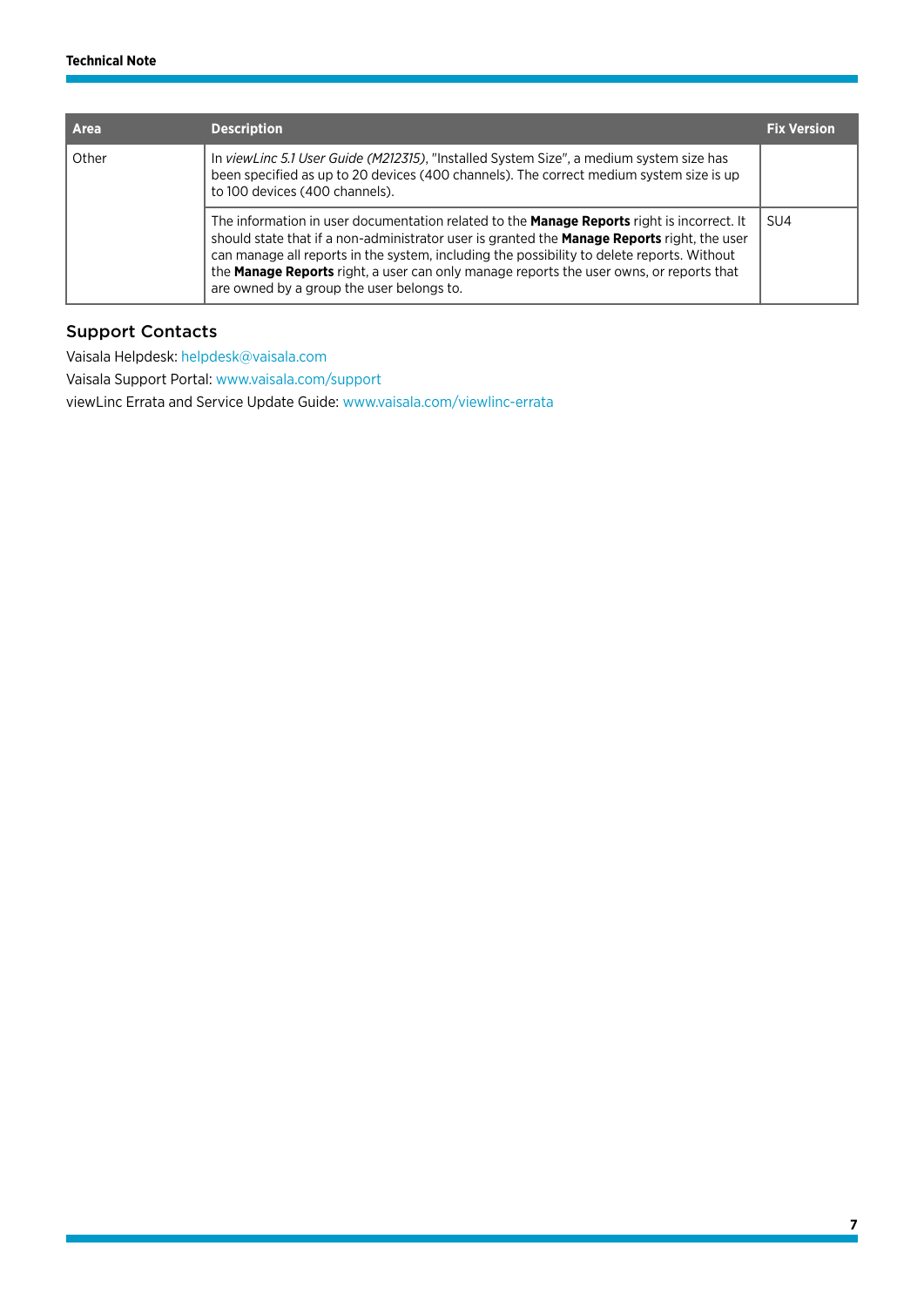| Area | Description | Fix Version |
|---|---|---|
| Other | In *viewLinc 5.1 User Guide (M212315)*, "Installed System Size", a medium system size has been specified as up to 20 devices (400 channels). The correct medium system size is up to 100 devices (400 channels). | |
| | The information in user documentation related to the **Manage Reports** right is incorrect. It should state that if a non-administrator user is granted the **Manage Reports** right, the user can manage all reports in the system, including the possibility to delete reports. Without the **Manage Reports** right, a user can only manage reports the user owns, or reports that are owned by a group the user belongs to. | SU4 |

## Support Contacts

Vaisala Helpdesk: helpdesk@vaisala.com

Vaisala Support Portal: www.vaisala.com/support

viewLinc Errata and Service Update Guide: www.vaisala.com/viewlinc-errata